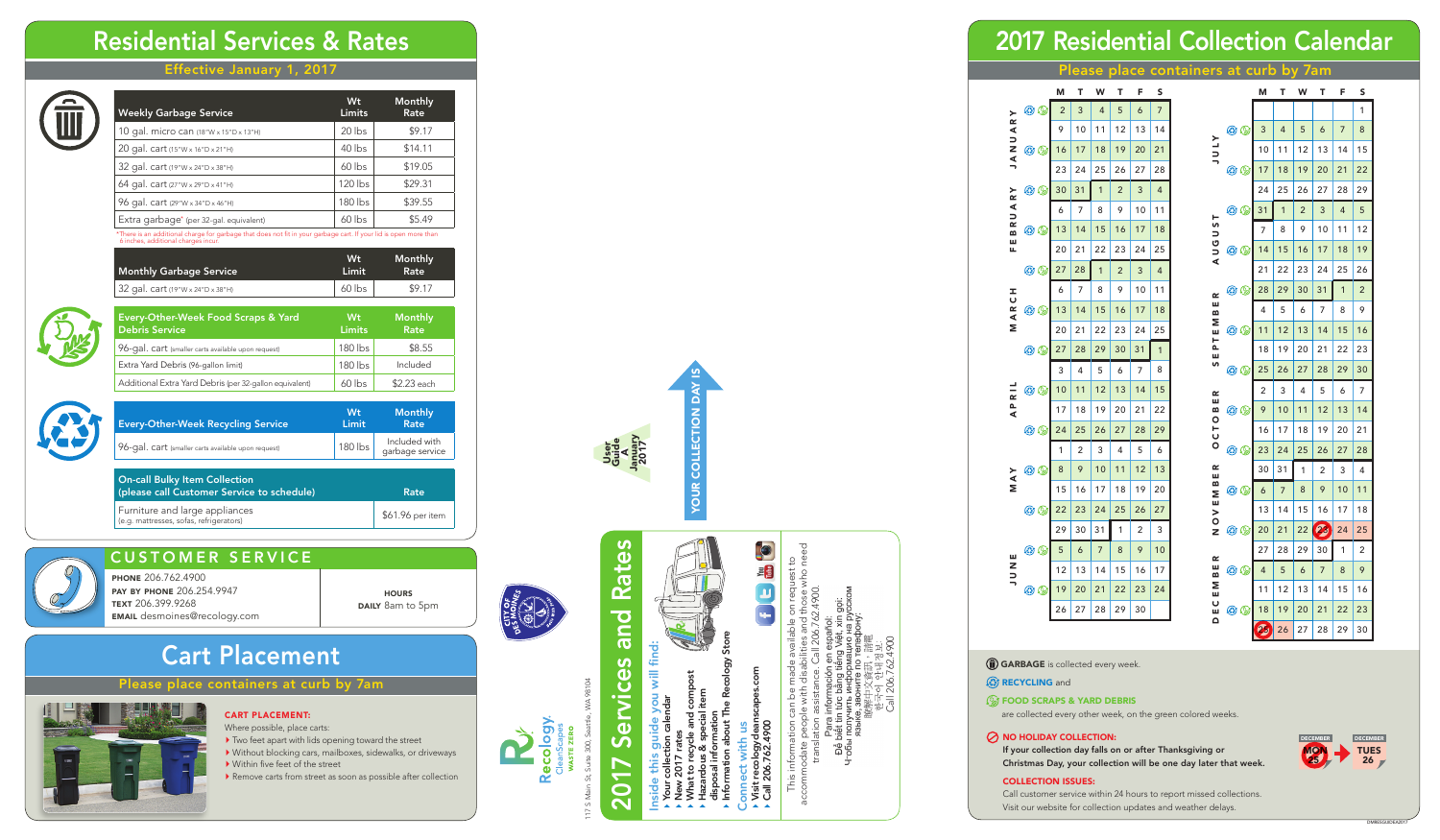# Residential Services & Rates

Effective January 1, 2017

| Weekly Garbage Service | Wt Limits | Monthly Rate |
|---|---|---|
| 10 gal. micro can (18"W x 15"D x 13"H) | 20 lbs | $9.17 |
| 20 gal. cart (15"W x 16"D x 21"H) | 40 lbs | $14.11 |
| 32 gal. cart (19"W x 24"D x 38"H) | 60 lbs | $19.05 |
| 64 gal. cart (27"W x 29"D x 41"H) | 120 lbs | $29.31 |
| 96 gal. cart (29"W x 34"D x 46"H) | 180 lbs | $39.55 |
| Extra garbage* (per 32-gal. equivalent) | 60 lbs | $5.49 |

*There is an additional charge for garbage that does not fit in your garbage cart. If your lid is open more than 6 inches, additional charges incur.

| Monthly Garbage Service | Wt Limit | Monthly Rate |
|---|---|---|
| 32 gal. cart (19"W x 24"D x 38"H) | 60 lbs | $9.17 |

| Every-Other-Week Food Scraps & Yard Debris Service | Wt Limits | Monthly Rate |
|---|---|---|
| 96-gal. cart (smaller carts available upon request) | 180 lbs | $8.55 |
| Extra Yard Debris (96-gallon limit) | 180 lbs | Included |
| Additional Extra Yard Debris (per 32-gallon equivalent) | 60 lbs | $2.23 each |

| Every-Other-Week Recycling Service | Wt Limit | Monthly Rate |
|---|---|---|
| 96-gal. cart (smaller carts available upon request) | 180 lbs | Included with garbage service |

| On-call Bulky Item Collection (please call Customer Service to schedule) | Rate |
|---|---|
| Furniture and large appliances (e.g. mattresses, sofas, refrigerators) | $61.96 per item |

## CUSTOMER SERVICE

**PHONE** 206.762.4900
**PAY BY PHONE** 206.254.9947
**TEXT** 206.399.9268
**EMAIL** desmoines@recology.com

**HOURS**
**DAILY** 8am to 5pm

## Cart Placement

Please place containers at curb by 7am

**CART PLACEMENT:**

Where possible, place carts:

- Two feet apart with lids opening toward the street
- Without blocking cars, mailboxes, sidewalks, or driveways
- Within five feet of the street
- Remove carts from street as soon as possible after collection

User Guide A January 2017

YOUR COLLECTION DAY IS

# 2017 Services and Rates

Inside this guide you will find:

- Your collection calendar
- New 2017 rates
- What to recycle and compost
- Hazardous & special item disposal information
- Information about The Recology Store

Connect with us

- Visit recologydeanscapes.com
- Call 206.762.4900

This information can be made available on request to accommodate people with disabilities and those who need translation assistance. Call 206.762.4900.

Para información en español: Để biết tin tức bằng tiếng Việt, xin gọi: Чтобы получить информацию на русском языке, звоните по телефону: 如需中文資訊，請電: 한국어 안내 정보: Call 206.762.4900

Recology CleanScapes WASTE ZERO
117 S Main St Suite 300, Seattle, WA 98104

CITY OF DES MOINES

# 2017 Residential Collection Calendar

Please place containers at curb by 7am

**GARBAGE** is collected every week.

**RECYCLING** and **FOOD SCRAPS & YARD DEBRIS** are collected every other week, on the green colored weeks.

**NO HOLIDAY COLLECTION:** If your collection day falls on or after Thanksgiving or Christmas Day, your collection will be one day later that week.

DECEMBER MON 25 → DECEMBER TUES 26

**COLLECTION ISSUES:** Call customer service within 24 hours to report missed collections. Visit our website for collection updates and weather delays.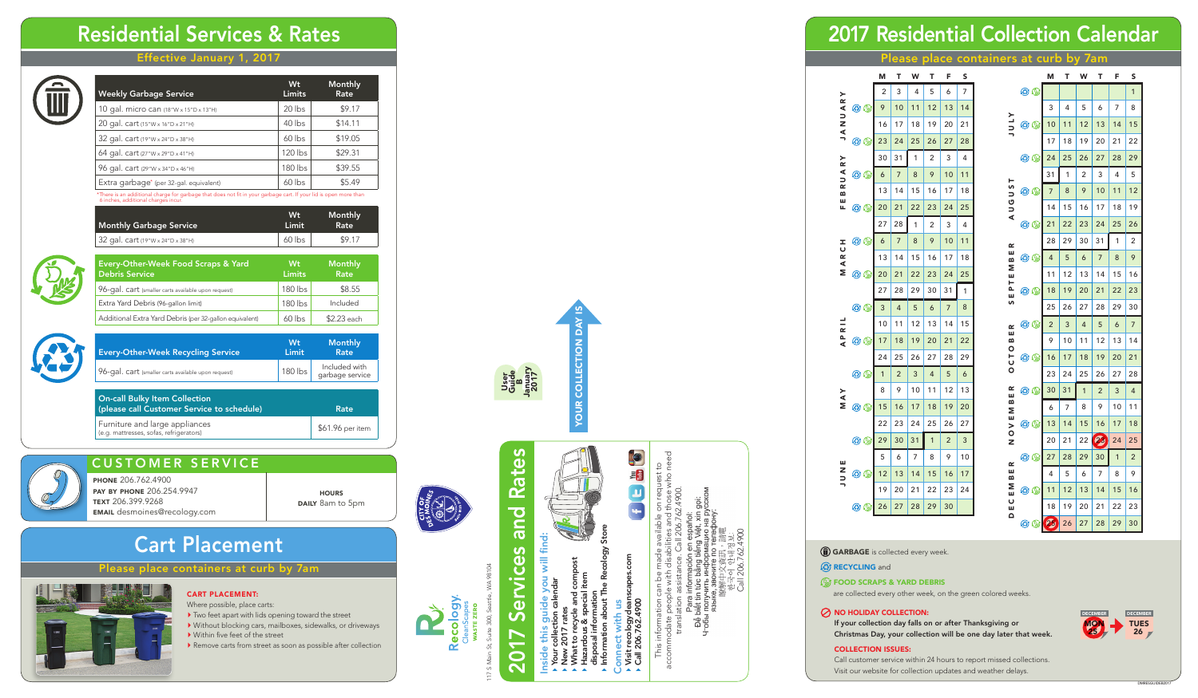# Residential Services & Rates

## Effective January 1, 2017

| Weekly Garbage Service | Wt Limits | Monthly Rate |
|---|---|---|
| 10 gal. micro can (18"W x 15"D x 13"H) | 20 lbs | $9.17 |
| 20 gal. cart (15"W x 16"D x 21"H) | 40 lbs | $14.11 |
| 32 gal. cart (19"W x 24"D x 38"H) | 60 lbs | $19.05 |
| 64 gal. cart (27"W x 29"D x 41"H) | 120 lbs | $29.31 |
| 96 gal. cart (29"W x 34"D x 46"H) | 180 lbs | $39.55 |
| Extra garbage* (per 32-gal. equivalent) | 60 lbs | $5.49 |

*There is an additional charge for garbage that does not fit in your garbage cart. If your lid is open more than 6 inches, additional charges incur.

| Monthly Garbage Service | Wt Limit | Monthly Rate |
|---|---|---|
| 32 gal. cart (19"W x 24"D x 38"H) | 60 lbs | $9.17 |

| Every-Other-Week Food Scraps & Yard Debris Service | Wt Limits | Monthly Rate |
|---|---|---|
| 96-gal. cart (smaller carts available upon request) | 180 lbs | $8.55 |
| Extra Yard Debris (96-gallon limit) | 180 lbs | Included |
| Additional Extra Yard Debris (per 32-gallon equivalent) | 60 lbs | $2.23 each |

| Every-Other-Week Recycling Service | Wt Limit | Monthly Rate |
|---|---|---|
| 96-gal. cart (smaller carts available upon request) | 180 lbs | Included with garbage service |

| On-call Bulky Item Collection (please call Customer Service to schedule) | Rate |
|---|---|
| Furniture and large appliances (e.g. mattresses, sofas, refrigerators) | $61.90 per item |

## CUSTOMER SERVICE

**PHONE** 206.762.4900
**PAY BY PHONE** 206.254.9947
**TEXT** 206.399.9268
**EMAIL** desmoines@recology.com

**HOURS**
**DAILY** 8am to 5pm

# Cart Placement

## Please place containers at curb by 7am

**CART PLACEMENT:**

Where possible, place carts:

- Two feet apart with lids opening toward the street
- Without blocking cars, mailboxes, sidewalks, or driveways
- Within five feet of the street
- Remove carts from street as soon as possible after collection

# 2017 Services and Rates

**Inside this guide you will find:**

- Your collection calendar
- New 2017 rates
- What to recycle and compost
- Hazardous & special item disposal information
- Information about The Recology Store

**Connect with us**

- Visit recologydeanscapes.com
- Call 206.762.4900

This information can be made available on request to accommodate people with disabilities and those who need translation assistance. Call 206.762.4900.

Para información en español: Call 206.762.4900
Để biết tin tức bằng tiếng Việt, xin gọi:
Чтобы получить информацию на русском языке, звоните по телефону:
欲獲得中文資訊，請撥:
한국어 안내 정보:
Call 206.762.4900

YOUR COLLECTION DAY IS

User Guide B January 2017

Recology CleanScapes WASTE ZERO
117 S Main St Suite 300, Seattle, WA 98104

CITY OF DES MOINES

# 2017 Residential Collection Calendar

## Please place containers at curb by 7am

**GARBAGE** is collected every week.

**RECYCLING** and **FOOD SCRAPS & YARD DEBRIS** are collected every other week, on the green colored weeks.

**NO HOLIDAY COLLECTION:**
If your collection day falls on or after Thanksgiving or Christmas Day, your collection will be one day later that week.

DECEMBER MON 25 → DECEMBER TUES 26

**COLLECTION ISSUES:**
Call customer service within 24 hours to report missed collections.
Visit our website for collection updates and weather delays.

DMRES0UDE6B2017